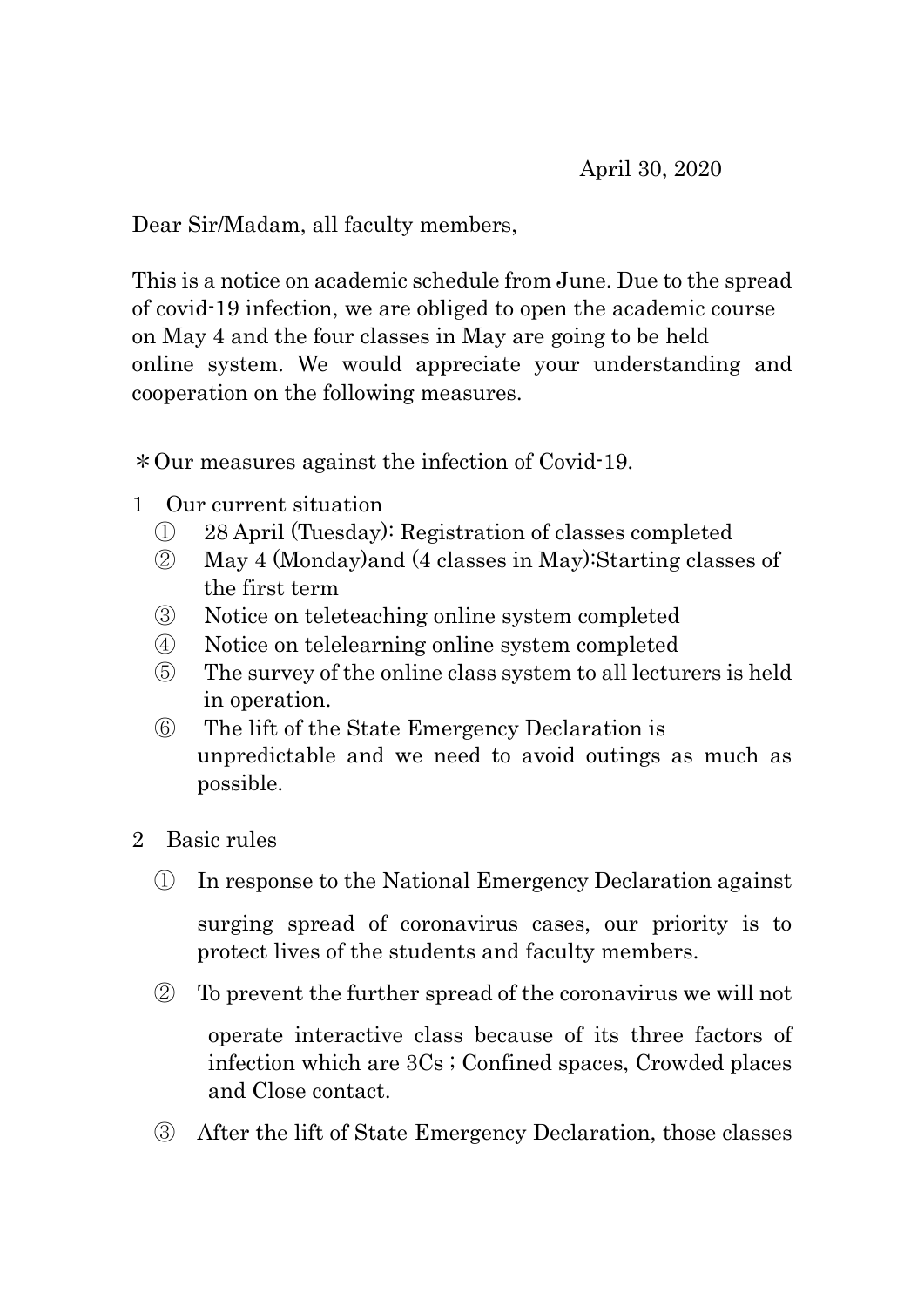April 30, 2020

Dear Sir/Madam, all faculty members,

This is a notice on academic schedule from June. Due to the spread of covid-19 infection, we are obliged to open the academic course on May 4 and the four classes in May are going to be held online system. We would appreciate your understanding and cooperation on the following measures.

＊Our measures against the infection of Covid-19.

1　Our current situation

① 28 April (Tuesday): Registration of classes completed

② May 4 (Monday)and (4 classes in May):Starting classes of the first term

③ Notice on teleteaching online system completed

④ Notice on telelearning online system completed

⑤ The survey of the online class system to all lecturers is held in operation.

⑥ The lift of the State Emergency Declaration is unpredictable and we need to avoid outings as much as possible.

2　Basic rules

① In response to the National Emergency Declaration against surging spread of coronavirus cases, our priority is to protect lives of the students and faculty members.

② To prevent the further spread of the coronavirus we will not operate interactive class because of its three factors of infection which are 3Cs ; Confined spaces, Crowded places and Close contact.

③ After the lift of State Emergency Declaration, those classes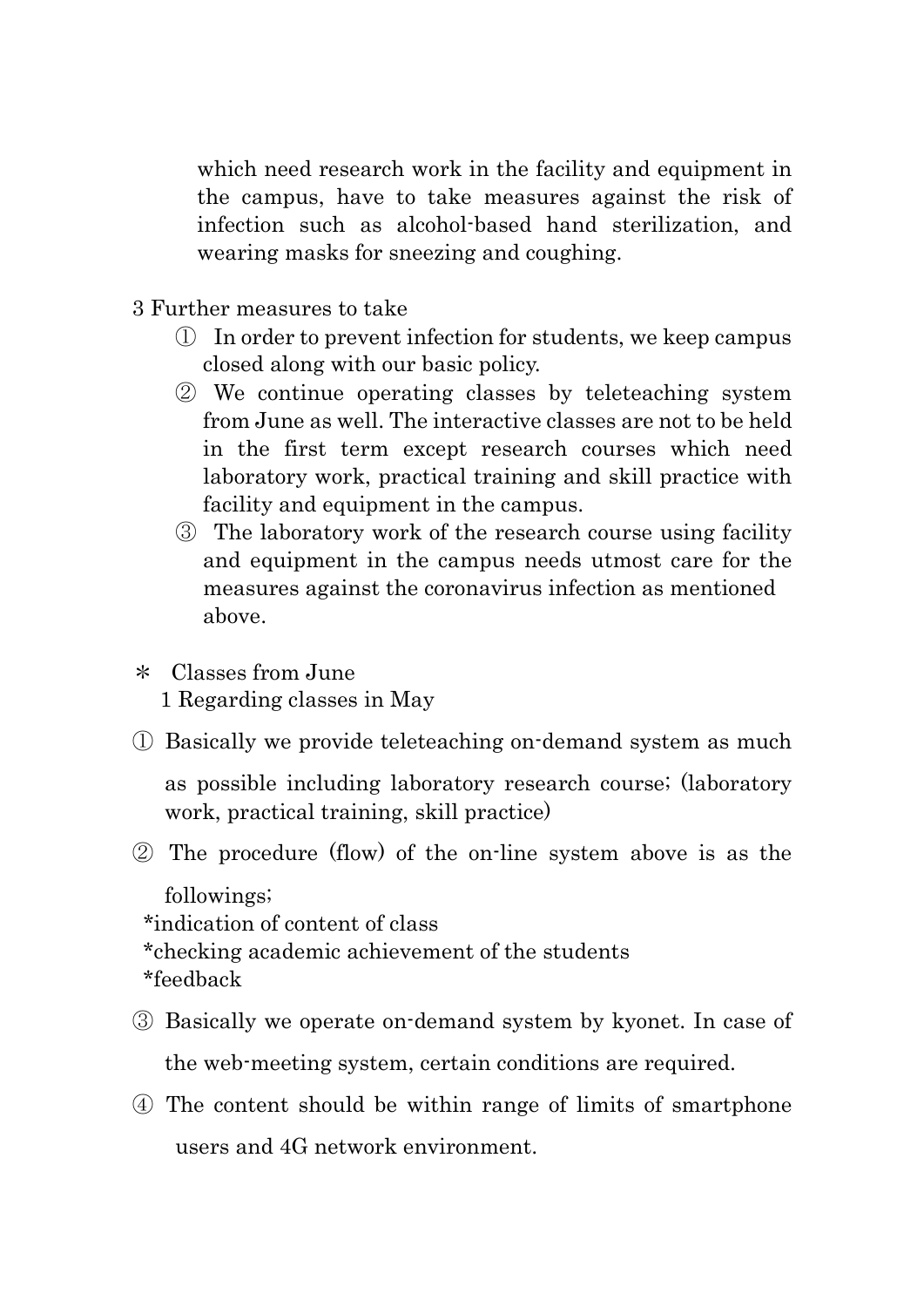which need research work in the facility and equipment in the campus, have to take measures against the risk of infection such as alcohol-based hand sterilization, and wearing masks for sneezing and coughing.

3 Further measures to take

① In order to prevent infection for students, we keep campus closed along with our basic policy.

② We continue operating classes by teleteaching system from June as well. The interactive classes are not to be held in the first term except research courses which need laboratory work, practical training and skill practice with facility and equipment in the campus.

③ The laboratory work of the research course using facility and equipment in the campus needs utmost care for the measures against the coronavirus infection as mentioned above.

＊ Classes from June

1 Regarding classes in May

① Basically we provide teleteaching on-demand system as much as possible including laboratory research course; (laboratory work, practical training, skill practice)

② The procedure (flow) of the on-line system above is as the followings;

*indication of content of class
*checking academic achievement of the students
*feedback

③ Basically we operate on-demand system by kyonet. In case of the web-meeting system, certain conditions are required.

④ The content should be within range of limits of smartphone users and 4G network environment.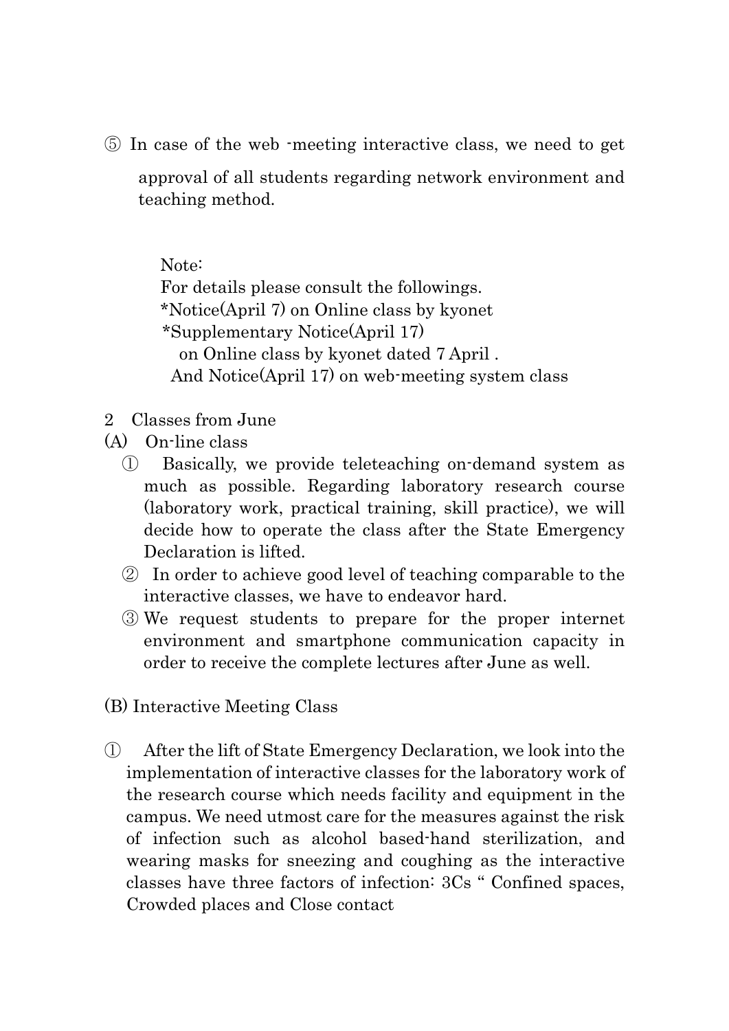⑤ In case of the web -meeting interactive class, we need to get approval of all students regarding network environment and teaching method.

Note:
For details please consult the followings.
*Notice(April 7) on Online class by kyonet
*Supplementary Notice(April 17)
on Online class by kyonet dated 7 April .
And Notice(April 17) on web-meeting system class

2 Classes from June

(A) On-line class

① Basically, we provide teleteaching on-demand system as much as possible. Regarding laboratory research course (laboratory work, practical training, skill practice), we will decide how to operate the class after the State Emergency Declaration is lifted.

② In order to achieve good level of teaching comparable to the interactive classes, we have to endeavor hard.

③ We request students to prepare for the proper internet environment and smartphone communication capacity in order to receive the complete lectures after June as well.

(B) Interactive Meeting Class

① After the lift of State Emergency Declaration, we look into the implementation of interactive classes for the laboratory work of the research course which needs facility and equipment in the campus. We need utmost care for the measures against the risk of infection such as alcohol based-hand sterilization, and wearing masks for sneezing and coughing as the interactive classes have three factors of infection: 3Cs " Confined spaces, Crowded places and Close contact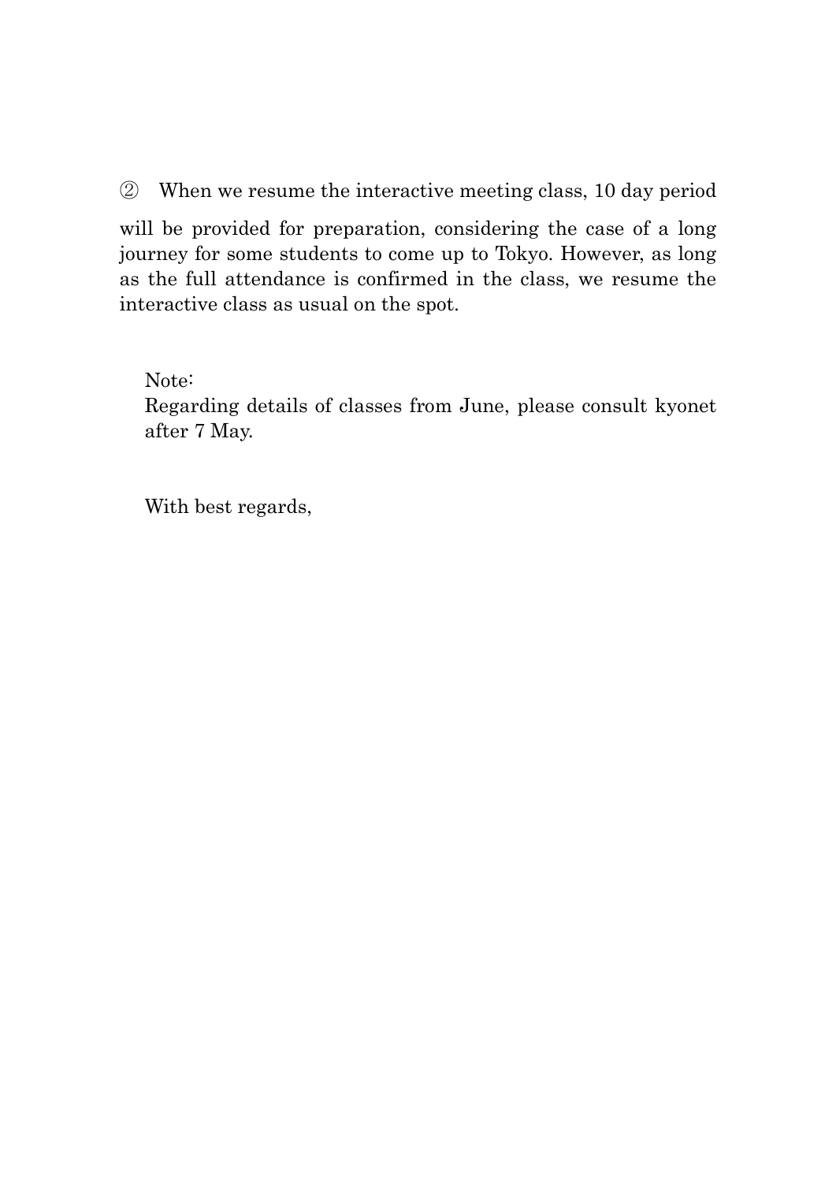② When we resume the interactive meeting class, 10 day period will be provided for preparation, considering the case of a long journey for some students to come up to Tokyo. However, as long as the full attendance is confirmed in the class, we resume the interactive class as usual on the spot.

Note:
Regarding details of classes from June, please consult kyonet after 7 May.

With best regards,